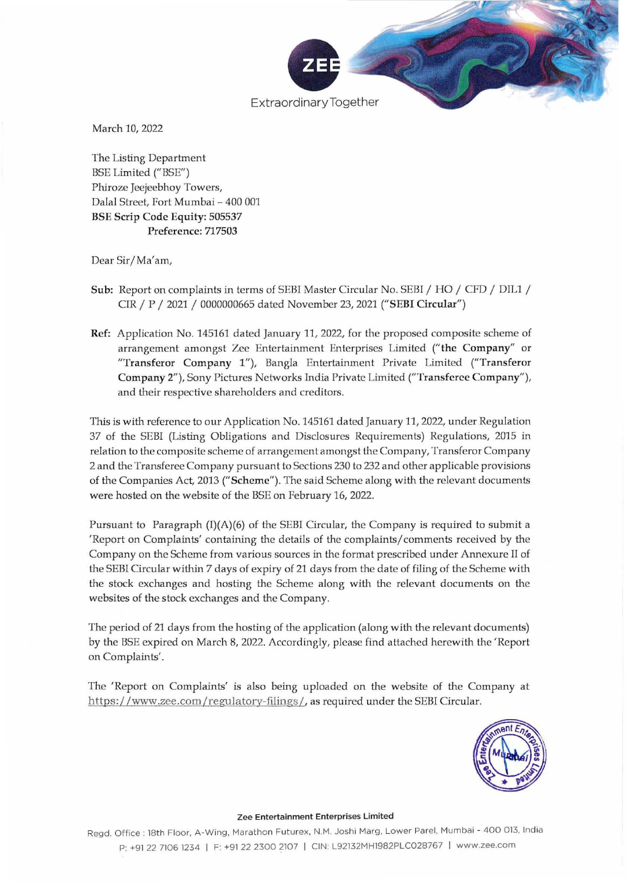March 10, 2022

The Listing Department
BSE Limited ("BSE")
Phiroze Jeejeebhoy Towers,
Dalal Street, Fort Mumbai – 400 001
**BSE Scrip Code Equity: 505537**
**Preference: 717503**

Dear Sir/Ma'am,

**Sub:** Report on complaints in terms of SEBI Master Circular No. SEBI / HO / CFD / DIL1 / CIR / P / 2021 / 0000000665 dated November 23, 2021 (**"SEBI Circular"**)

**Ref:** Application No. 145161 dated January 11, 2022, for the proposed composite scheme of arrangement amongst Zee Entertainment Enterprises Limited (**"the Company"** or **"Transferor Company 1"**), Bangla Entertainment Private Limited (**"Transferor Company 2"**), Sony Pictures Networks India Private Limited (**"Transferee Company"**), and their respective shareholders and creditors.

This is with reference to our Application No. 145161 dated January 11, 2022, under Regulation 37 of the SEBI (Listing Obligations and Disclosures Requirements) Regulations, 2015 in relation to the composite scheme of arrangement amongst the Company, Transferor Company 2 and the Transferee Company pursuant to Sections 230 to 232 and other applicable provisions of the Companies Act, 2013 (**"Scheme"**). The said Scheme along with the relevant documents were hosted on the website of the BSE on February 16, 2022.

Pursuant to Paragraph (I)(A)(6) of the SEBI Circular, the Company is required to submit a 'Report on Complaints' containing the details of the complaints/comments received by the Company on the Scheme from various sources in the format prescribed under Annexure II of the SEBI Circular within 7 days of expiry of 21 days from the date of filing of the Scheme with the stock exchanges and hosting the Scheme along with the relevant documents on the websites of the stock exchanges and the Company.

The period of 21 days from the hosting of the application (along with the relevant documents) by the BSE expired on March 8, 2022. Accordingly, please find attached herewith the 'Report on Complaints'.

The 'Report on Complaints' is also being uploaded on the website of the Company at https://www.zee.com/regulatory-filings/, as required under the SEBI Circular.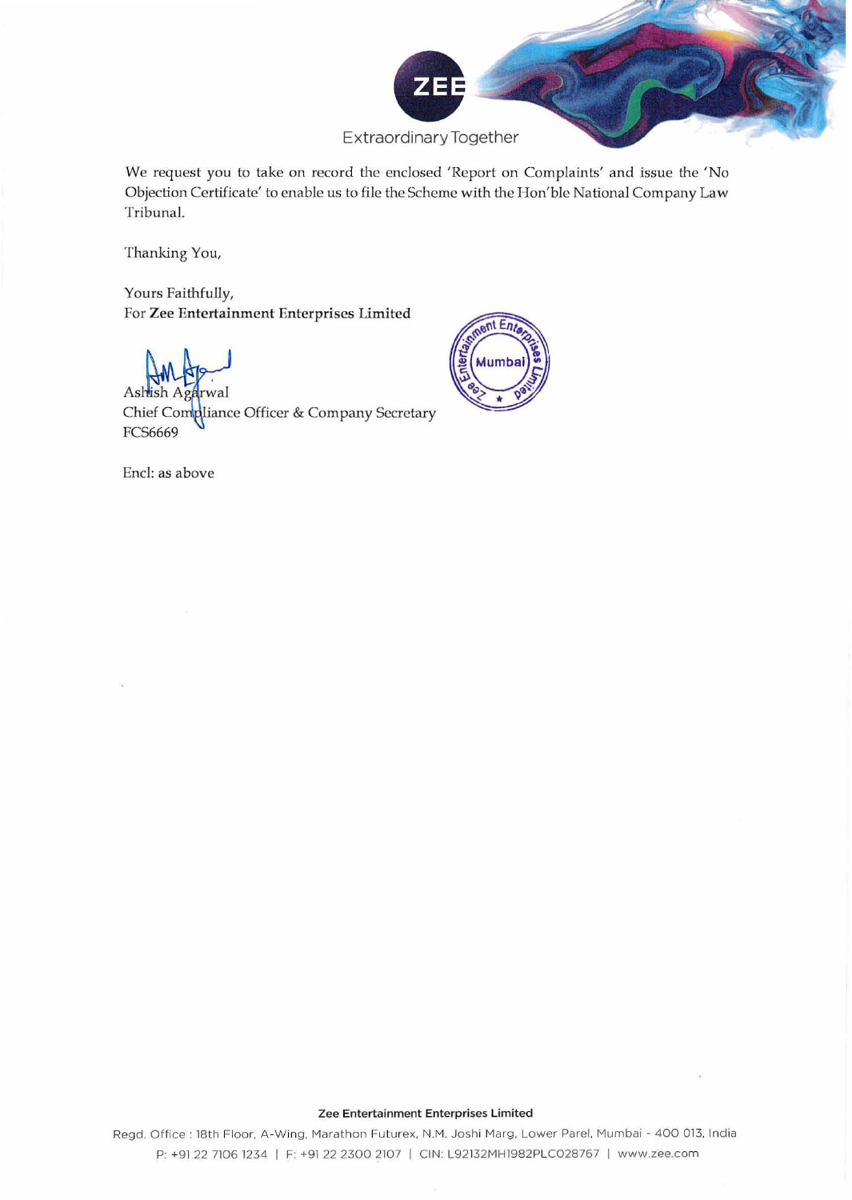We request you to take on record the enclosed 'Report on Complaints' and issue the 'No Objection Certificate' to enable us to file the Scheme with the Hon'ble National Company Law Tribunal.

Thanking You,

Yours Faithfully,
For **Zee Entertainment Enterprises Limited**

Ashish Agarwal
Chief Compliance Officer & Company Secretary
FCS6669

Encl: as above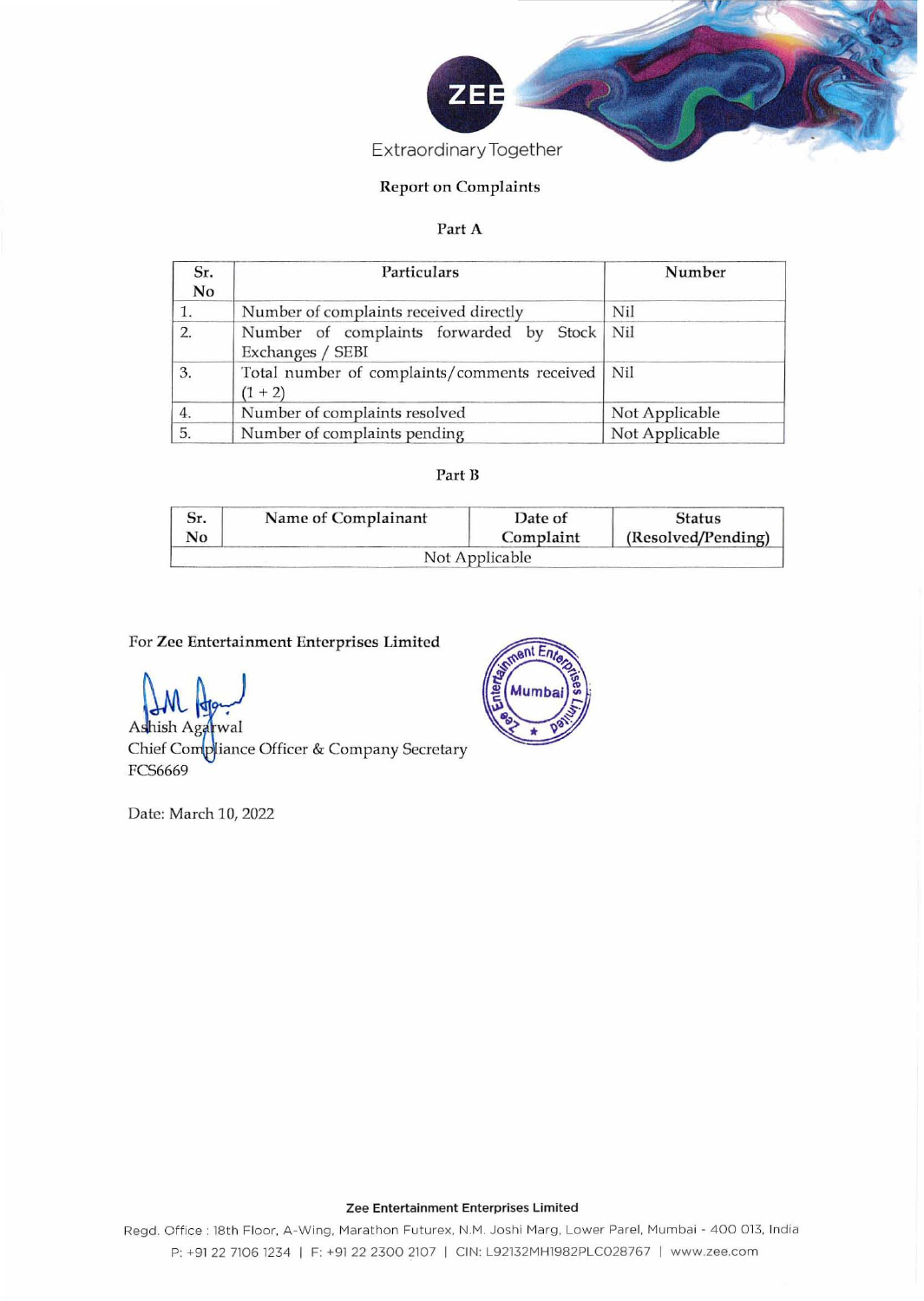ZEE

Extraordinary Together

## Report on Complaints

### Part A

| Sr. No | Particulars | Number |
| --- | --- | --- |
| 1. | Number of complaints received directly | Nil |
| 2. | Number of complaints forwarded by Stock Exchanges / SEBI | Nil |
| 3. | Total number of complaints/comments received (1 + 2) | Nil |
| 4. | Number of complaints resolved | Not Applicable |
| 5. | Number of complaints pending | Not Applicable |

### Part B

| Sr. No | Name of Complainant | Date of Complaint | Status (Resolved/Pending) |
| --- | --- | --- | --- |
| Not Applicable | | | |

For **Zee Entertainment Enterprises Limited**

Ashish Agarwal
Chief Compliance Officer & Company Secretary
FCS6669

Date: March 10, 2022

**Zee Entertainment Enterprises Limited**

Regd. Office : 18th Floor, A-Wing, Marathon Futurex, N.M. Joshi Marg, Lower Parel, Mumbai - 400 013, India
P: +91 22 7106 1234 | F: +91 22 2300 2107 | CIN: L92132MH1982PLC028767 | www.zee.com